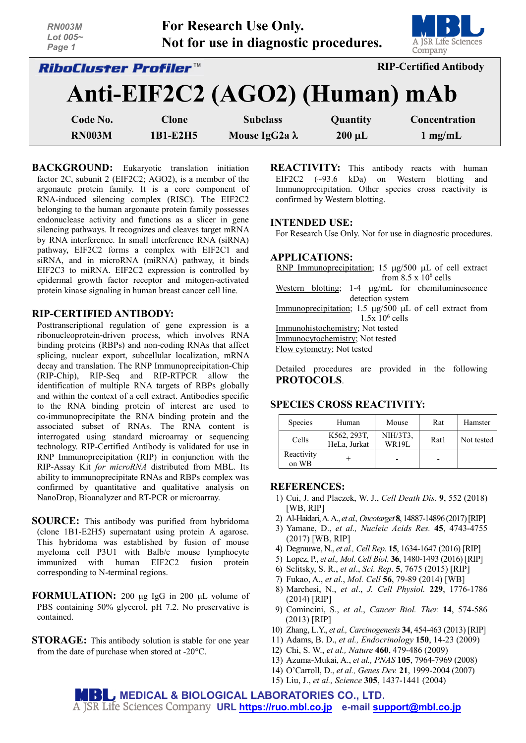RN003M
Lot 005~

**For Research Use Only.**
**Not for use in diagnostic procedures.**

**RiboCluster Profiler™** **RIP-Certified Antibody**

# Anti-EIF2C2 (AGO2) (Human) mAb

| Code No. | Clone | Subclass | Quantity | Concentration |
|---|---|---|---|---|
| RN003M | 1B1-E2H5 | Mouse IgG2a λ | 200 µL | 1 mg/mL |

**BACKGROUND:** Eukaryotic translation initiation factor 2C, subunit 2 (EIF2C2; AGO2), is a member of the argonaute protein family. It is a core component of RNA-induced silencing complex (RISC). The EIF2C2 belonging to the human argonaute protein family possesses endonuclease activity and functions as a slicer in gene silencing pathways. It recognizes and cleaves target mRNA by RNA interference. In small interference RNA (siRNA) pathway, EIF2C2 forms a complex with EIF2C1 and siRNA, and in microRNA (miRNA) pathway, it binds EIF2C3 to miRNA. EIF2C2 expression is controlled by epidermal growth factor receptor and mitogen-activated protein kinase signaling in human breast cancer cell line.

**RIP-CERTIFIED ANTIBODY:** Posttranscriptional regulation of gene expression is a ribonucleoprotein-driven process, which involves RNA binding proteins (RBPs) and non-coding RNAs that affect splicing, nuclear export, subcellular localization, mRNA decay and translation. The RNP Immunoprecipitation-Chip (RIP-Chip), RIP-Seq and RIP-RTPCR allow the identification of multiple RNA targets of RBPs globally and within the context of a cell extract. Antibodies specific to the RNA binding protein of interest are used to co-immunoprecipitate the RNA binding protein and the associated subset of RNAs. The RNA content is interrogated using standard microarray or sequencing technology. RIP-Certified Antibody is validated for use in RNP Immunoprecipitation (RIP) in conjunction with the RIP-Assay Kit *for microRNA* distributed from MBL. Its ability to immunoprecipitate RNAs and RBPs complex was confirmed by quantitative and qualitative analysis on NanoDrop, Bioanalyzer and RT-PCR or microarray.

**SOURCE:** This antibody was purified from hybridoma (clone 1B1-E2H5) supernatant using protein A agarose. This hybridoma was established by fusion of mouse myeloma cell P3U1 with Balb/c mouse lymphocyte immunized with human EIF2C2 fusion protein corresponding to N-terminal regions.

**FORMULATION:** 200 µg IgG in 200 µL volume of PBS containing 50% glycerol, pH 7.2. No preservative is contained.

**STORAGE:** This antibody solution is stable for one year from the date of purchase when stored at -20°C.

**REACTIVITY:** This antibody reacts with human EIF2C2 (~93.6 kDa) on Western blotting and Immunoprecipitation. Other species cross reactivity is confirmed by Western blotting.

**INTENDED USE:**
For Research Use Only. Not for use in diagnostic procedures.

**APPLICATIONS:**
RNP Immunoprecipitation; 15 µg/500 µL of cell extract from 8.5 x $10^6$ cells
Western blotting; 1-4 µg/mL for chemiluminescence detection system
Immunoprecipitation; 1.5 µg/500 µL of cell extract from 1.5x $10^6$ cells
Immunohistochemistry; Not tested
Immunocytochemistry; Not tested
Flow cytometry; Not tested

Detailed procedures are provided in the following **PROTOCOLS**.

**SPECIES CROSS REACTIVITY:**

| Species | Human | Mouse | Rat | Hamster |
|---|---|---|---|---|
| Cells | K562, 293T, HeLa, Jurkat | NIH/3T3, WR19L | Rat1 | Not tested |
| Reactivity on WB | + | - | - | |

**REFERENCES:**
1) Cui, J. and Placzek, W. J., *Cell Death Dis*. **9**, 552 (2018) [WB, RIP]
2) Al-Haidari, A. A., *et al., Oncotarget* **8**, 14887-14896 (2017) [RIP]
3) Yamane, D., *et al., Nucleic Acids Res.* **45**, 4743-4755 (2017) [WB, RIP]
4) Degrauwe, N., *et al., Cell Rep*. **15**, 1634-1647 (2016) [RIP]
5) Lopez, P., *et al., Mol. Cell Biol*. **36**, 1480-1493 (2016) [RIP]
6) Selitsky, S. R., *et al., Sci. Rep*. **5**, 7675 (2015) [RIP]
7) Fukao, A., *et al., Mol. Cell* **56**, 79-89 (2014) [WB]
8) Marchesi, N., *et al., J. Cell Physiol.* **229**, 1776-1786 (2014) [RIP]
9) Comincini, S., *et al., Cancer Biol. Ther.* **14**, 574-586 (2013) [RIP]
10) Zhang, L.Y., *et al., Carcinogenesis* **34**, 454-463 (2013) [RIP]
11) Adams, B. D., *et al., Endocrinology* **150**, 14-23 (2009)
12) Chi, S. W., *et al., Nature* **460**, 479-486 (2009)
13) Azuma-Mukai, A., *et al., PNAS* **105**, 7964-7969 (2008)
14) O'Carroll, D., *et al., Genes Dev.* **21**, 1999-2004 (2007)
15) Liu, J., *et al., Science* **305**, 1437-1441 (2004)

**MEDICAL & BIOLOGICAL LABORATORIES CO., LTD.**
A JSR Life Sciences Company URL https://ruo.mbl.co.jp e-mail support@mbl.co.jp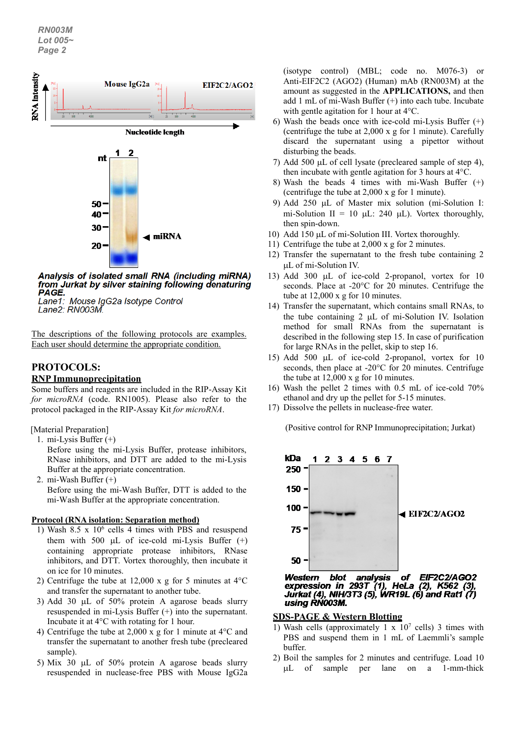Analysis of isolated small RNA (including miRNA) from Jurkat by silver staining following denaturing PAGE.
*Lane1: Mouse IgG2a Isotype Control*
*Lane2: RN003M.*

The descriptions of the following protocols are examples. Each user should determine the appropriate condition.

## PROTOCOLS:

### RNP Immunoprecipitation

Some buffers and reagents are included in the RIP-Assay Kit *for microRNA* (code. RN1005). Please also refer to the protocol packaged in the RIP-Assay Kit *for microRNA*.

[Material Preparation]

1. mi-Lysis Buffer (+)
   Before using the mi-Lysis Buffer, protease inhibitors, RNase inhibitors, and DTT are added to the mi-Lysis Buffer at the appropriate concentration.
2. mi-Wash Buffer (+)
   Before using the mi-Wash Buffer, DTT is added to the mi-Wash Buffer at the appropriate concentration.

### Protocol (RNA isolation: Separation method)

1) Wash 8.5 x $10^6$ cells 4 times with PBS and resuspend them with 500 µL of ice-cold mi-Lysis Buffer (+) containing appropriate protease inhibitors, RNase inhibitors, and DTT. Vortex thoroughly, then incubate it on ice for 10 minutes.
2) Centrifuge the tube at 12,000 x g for 5 minutes at 4°C and transfer the supernatant to another tube.
3) Add 30 µL of 50% protein A agarose beads slurry resuspended in mi-Lysis Buffer (+) into the supernatant. Incubate it at 4°C with rotating for 1 hour.
4) Centrifuge the tube at 2,000 x g for 1 minute at 4°C and transfer the supernatant to another fresh tube (precleared sample).
5) Mix 30 µL of 50% protein A agarose beads slurry resuspended in nuclease-free PBS with Mouse IgG2a (isotype control) (MBL; code no. M076-3) or Anti-EIF2C2 (AGO2) (Human) mAb (RN003M) at the amount as suggested in the **APPLICATIONS,** and then add 1 mL of mi-Wash Buffer (+) into each tube. Incubate with gentle agitation for 1 hour at 4°C.
6) Wash the beads once with ice-cold mi-Lysis Buffer (+) (centrifuge the tube at 2,000 x g for 1 minute). Carefully discard the supernatant using a pipettor without disturbing the beads.
7) Add 500 µL of cell lysate (precleared sample of step 4), then incubate with gentle agitation for 3 hours at 4°C.
8) Wash the beads 4 times with mi-Wash Buffer (+) (centrifuge the tube at 2,000 x g for 1 minute).
9) Add 250 µL of Master mix solution (mi-Solution I: mi-Solution II = 10 µL: 240 µL). Vortex thoroughly, then spin-down.
10) Add 150 µL of mi-Solution III. Vortex thoroughly.
11) Centrifuge the tube at 2,000 x g for 2 minutes.
12) Transfer the supernatant to the fresh tube containing 2 µL of mi-Solution IV.
13) Add 300 µL of ice-cold 2-propanol, vortex for 10 seconds. Place at -20°C for 20 minutes. Centrifuge the tube at 12,000 x g for 10 minutes.
14) Transfer the supernatant, which contains small RNAs, to the tube containing 2 µL of mi-Solution IV. Isolation method for small RNAs from the supernatant is described in the following step 15. In case of purification for large RNAs in the pellet, skip to step 16.
15) Add 500 µL of ice-cold 2-propanol, vortex for 10 seconds, then place at -20°C for 20 minutes. Centrifuge the tube at 12,000 x g for 10 minutes.
16) Wash the pellet 2 times with 0.5 mL of ice-cold 70% ethanol and dry up the pellet for 5-15 minutes.
17) Dissolve the pellets in nuclease-free water.

(Positive control for RNP Immunoprecipitation; Jurkat)

***Western blot analysis of EIF2C2/AGO2 expression in 293T (1), HeLa (2), K562 (3), Jurkat (4), NIH/3T3 (5), WR19L (6) and Rat1 (7) using RN003M.***

### SDS-PAGE & Western Blotting

1) Wash cells (approximately 1 x $10^7$ cells) 3 times with PBS and suspend them in 1 mL of Laemmli's sample buffer.
2) Boil the samples for 2 minutes and centrifuge. Load 10 µL of sample per lane on a 1-mm-thick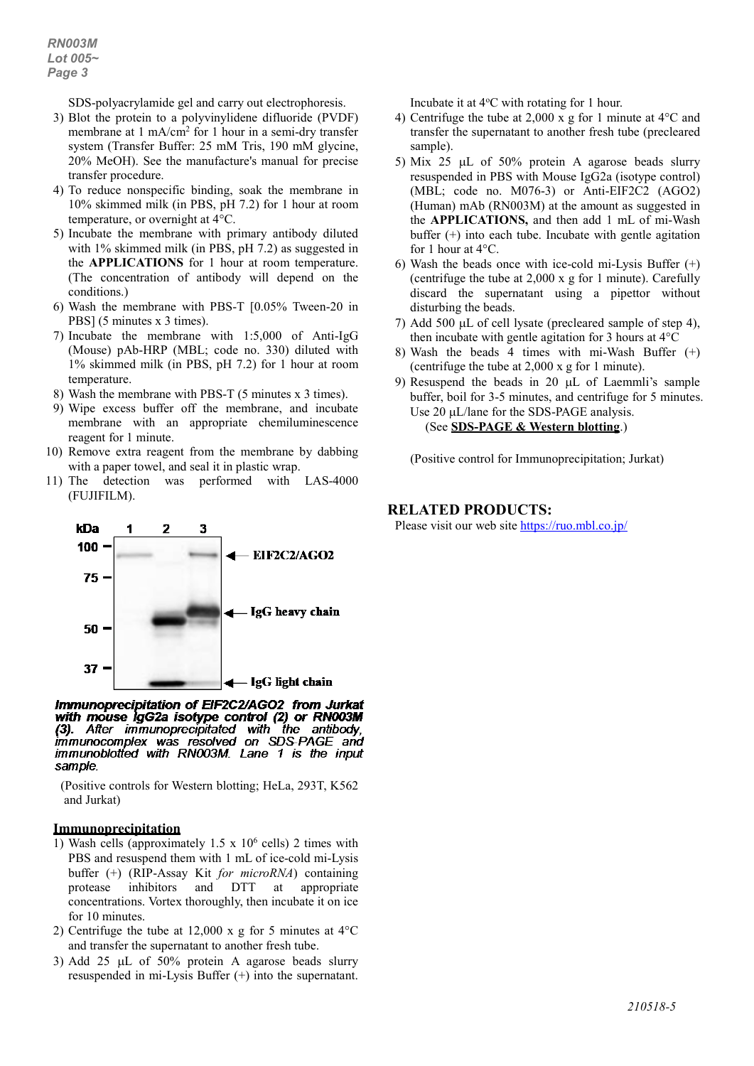SDS-polyacrylamide gel and carry out electrophoresis.

3) Blot the protein to a polyvinylidene difluoride (PVDF) membrane at 1 mA/cm$^2$ for 1 hour in a semi-dry transfer system (Transfer Buffer: 25 mM Tris, 190 mM glycine, 20% MeOH). See the manufacture's manual for precise transfer procedure.
4) To reduce nonspecific binding, soak the membrane in 10% skimmed milk (in PBS, pH 7.2) for 1 hour at room temperature, or overnight at 4°C.
5) Incubate the membrane with primary antibody diluted with 1% skimmed milk (in PBS, pH 7.2) as suggested in the **APPLICATIONS** for 1 hour at room temperature. (The concentration of antibody will depend on the conditions.)
6) Wash the membrane with PBS-T [0.05% Tween-20 in PBS] (5 minutes x 3 times).
7) Incubate the membrane with 1:5,000 of Anti-IgG (Mouse) pAb-HRP (MBL; code no. 330) diluted with 1% skimmed milk (in PBS, pH 7.2) for 1 hour at room temperature.
8) Wash the membrane with PBS-T (5 minutes x 3 times).
9) Wipe excess buffer off the membrane, and incubate membrane with an appropriate chemiluminescence reagent for 1 minute.
10) Remove extra reagent from the membrane by dabbing with a paper towel, and seal it in plastic wrap.
11) The detection was performed with LAS-4000 (FUJIFILM).

kDa 1 2 3
100
75
50
37
EIF2C2/AGO2
IgG heavy chain
IgG light chain

***Immunoprecipitation of EIF2C2/AGO2 from Jurkat with mouse IgG2a isotype control (2) or RN003M (3). After immunoprecipitated with the antibody, immunocomplex was resolved on SDS-PAGE and immunoblotted with RN003M. Lane 1 is the input sample.***

(Positive controls for Western blotting; HeLa, 293T, K562 and Jurkat)

## Immunoprecipitation

1) Wash cells (approximately 1.5 x 10$^6$ cells) 2 times with PBS and resuspend them with 1 mL of ice-cold mi-Lysis buffer (+) (RIP-Assay Kit *for microRNA*) containing protease inhibitors and DTT at appropriate concentrations. Vortex thoroughly, then incubate it on ice for 10 minutes.
2) Centrifuge the tube at 12,000 x g for 5 minutes at 4°C and transfer the supernatant to another fresh tube.
3) Add 25 µL of 50% protein A agarose beads slurry resuspended in mi-Lysis Buffer (+) into the supernatant. Incubate it at 4°C with rotating for 1 hour.
4) Centrifuge the tube at 2,000 x g for 1 minute at 4°C and transfer the supernatant to another fresh tube (precleared sample).
5) Mix 25 µL of 50% protein A agarose beads slurry resuspended in PBS with Mouse IgG2a (isotype control) (MBL; code no. M076-3) or Anti-EIF2C2 (AGO2) (Human) mAb (RN003M) at the amount as suggested in the **APPLICATIONS,** and then add 1 mL of mi-Wash buffer (+) into each tube. Incubate with gentle agitation for 1 hour at 4°C.
6) Wash the beads once with ice-cold mi-Lysis Buffer (+) (centrifuge the tube at 2,000 x g for 1 minute). Carefully discard the supernatant using a pipettor without disturbing the beads.
7) Add 500 µL of cell lysate (precleared sample of step 4), then incubate with gentle agitation for 3 hours at 4°C
8) Wash the beads 4 times with mi-Wash Buffer (+) (centrifuge the tube at 2,000 x g for 1 minute).
9) Resuspend the beads in 20 µL of Laemmli's sample buffer, boil for 3-5 minutes, and centrifuge for 5 minutes. Use 20 µL/lane for the SDS-PAGE analysis.
   (See **SDS-PAGE & Western blotting**.)

(Positive control for Immunoprecipitation; Jurkat)

## RELATED PRODUCTS:

Please visit our web site https://ruo.mbl.co.jp/